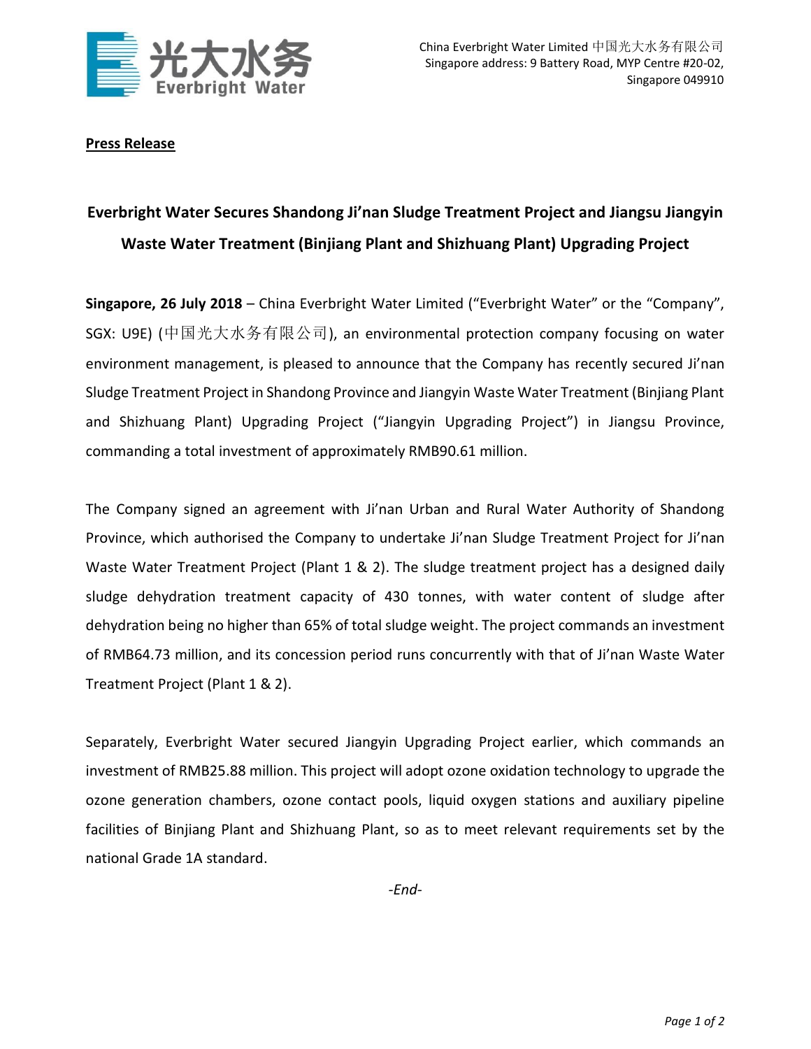China Everbright Water Limited 中国光大水务有限公司
Singapore address: 9 Battery Road, MYP Centre #20-02,
Singapore 049910

**Press Release**

# Everbright Water Secures Shandong Ji'nan Sludge Treatment Project and Jiangsu Jiangyin Waste Water Treatment (Binjiang Plant and Shizhuang Plant) Upgrading Project

**Singapore, 26 July 2018** – China Everbright Water Limited ("Everbright Water" or the "Company", SGX: U9E) (中国光大水务有限公司), an environmental protection company focusing on water environment management, is pleased to announce that the Company has recently secured Ji'nan Sludge Treatment Project in Shandong Province and Jiangyin Waste Water Treatment (Binjiang Plant and Shizhuang Plant) Upgrading Project ("Jiangyin Upgrading Project") in Jiangsu Province, commanding a total investment of approximately RMB90.61 million.

The Company signed an agreement with Ji'nan Urban and Rural Water Authority of Shandong Province, which authorised the Company to undertake Ji'nan Sludge Treatment Project for Ji'nan Waste Water Treatment Project (Plant 1 & 2). The sludge treatment project has a designed daily sludge dehydration treatment capacity of 430 tonnes, with water content of sludge after dehydration being no higher than 65% of total sludge weight. The project commands an investment of RMB64.73 million, and its concession period runs concurrently with that of Ji'nan Waste Water Treatment Project (Plant 1 & 2).

Separately, Everbright Water secured Jiangyin Upgrading Project earlier, which commands an investment of RMB25.88 million. This project will adopt ozone oxidation technology to upgrade the ozone generation chambers, ozone contact pools, liquid oxygen stations and auxiliary pipeline facilities of Binjiang Plant and Shizhuang Plant, so as to meet relevant requirements set by the national Grade 1A standard.

*-End-*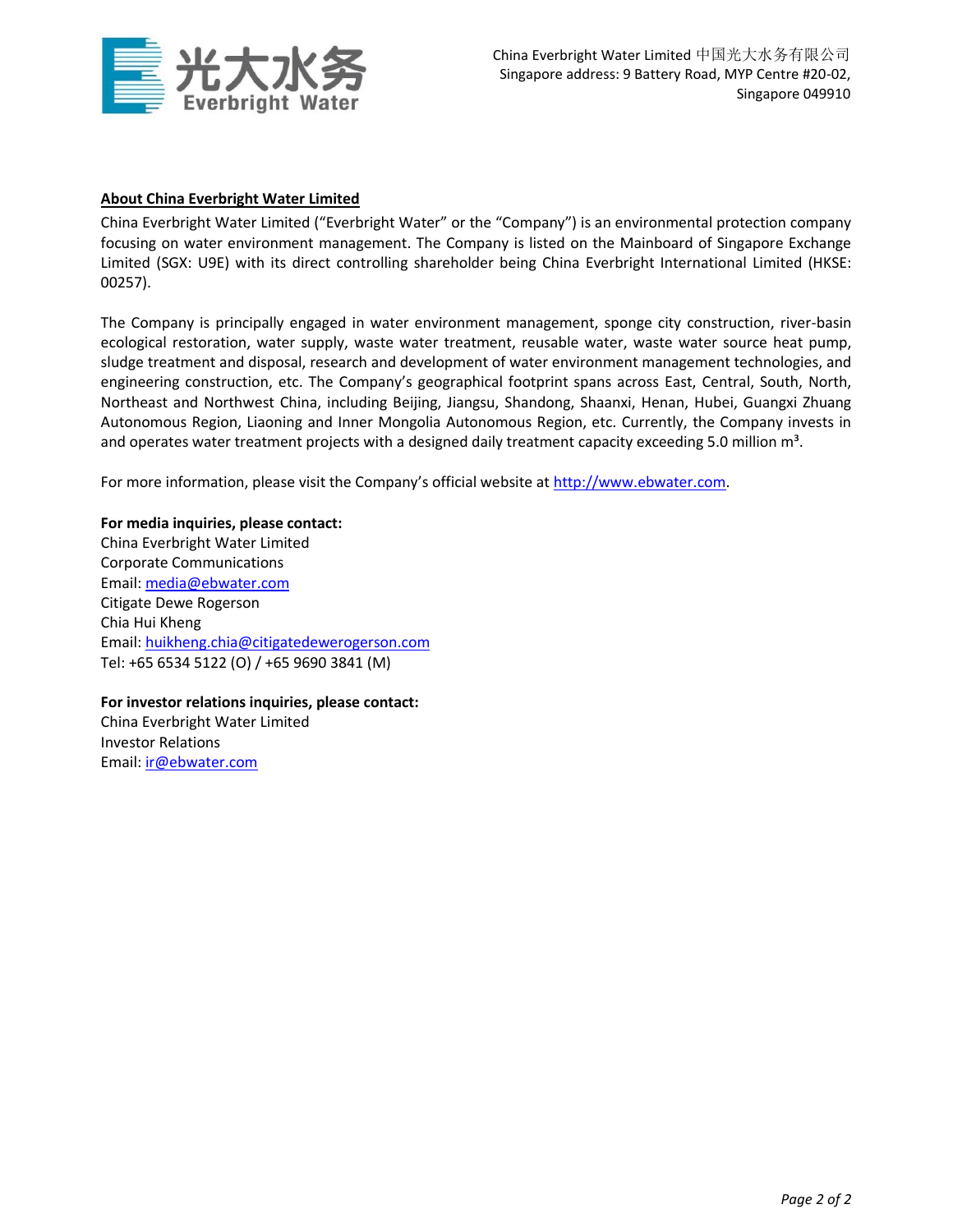## About China Everbright Water Limited

China Everbright Water Limited ("Everbright Water" or the "Company") is an environmental protection company focusing on water environment management. The Company is listed on the Mainboard of Singapore Exchange Limited (SGX: U9E) with its direct controlling shareholder being China Everbright International Limited (HKSE: 00257).

The Company is principally engaged in water environment management, sponge city construction, river-basin ecological restoration, water supply, waste water treatment, reusable water, waste water source heat pump, sludge treatment and disposal, research and development of water environment management technologies, and engineering construction, etc. The Company's geographical footprint spans across East, Central, South, North, Northeast and Northwest China, including Beijing, Jiangsu, Shandong, Shaanxi, Henan, Hubei, Guangxi Zhuang Autonomous Region, Liaoning and Inner Mongolia Autonomous Region, etc. Currently, the Company invests in and operates water treatment projects with a designed daily treatment capacity exceeding 5.0 million $m^3$.

For more information, please visit the Company's official website at http://www.ebwater.com.

**For media inquiries, please contact:**
China Everbright Water Limited
Corporate Communications
Email: media@ebwater.com
Citigate Dewe Rogerson
Chia Hui Kheng
Email: huikheng.chia@citigatedewerogerson.com
Tel: +65 6534 5122 (O) / +65 9690 3841 (M)

**For investor relations inquiries, please contact:**
China Everbright Water Limited
Investor Relations
Email: ir@ebwater.com